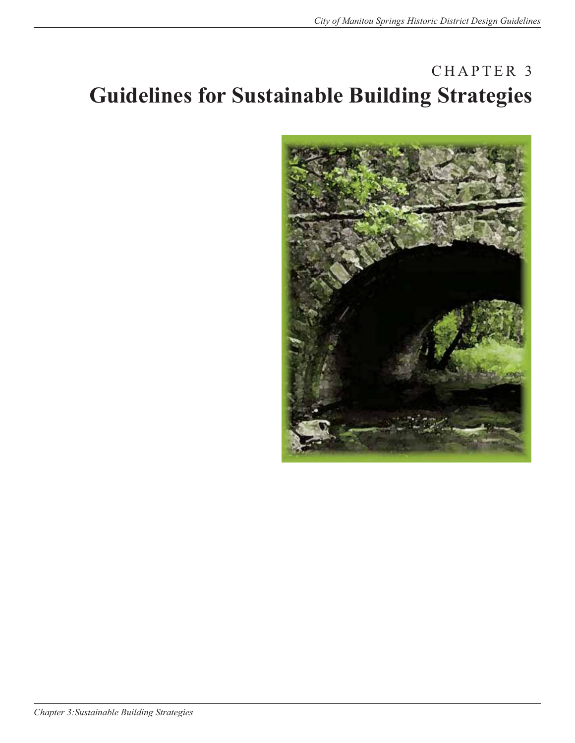CHAPTER 3

# Guidelines for Sustainable Building Strategies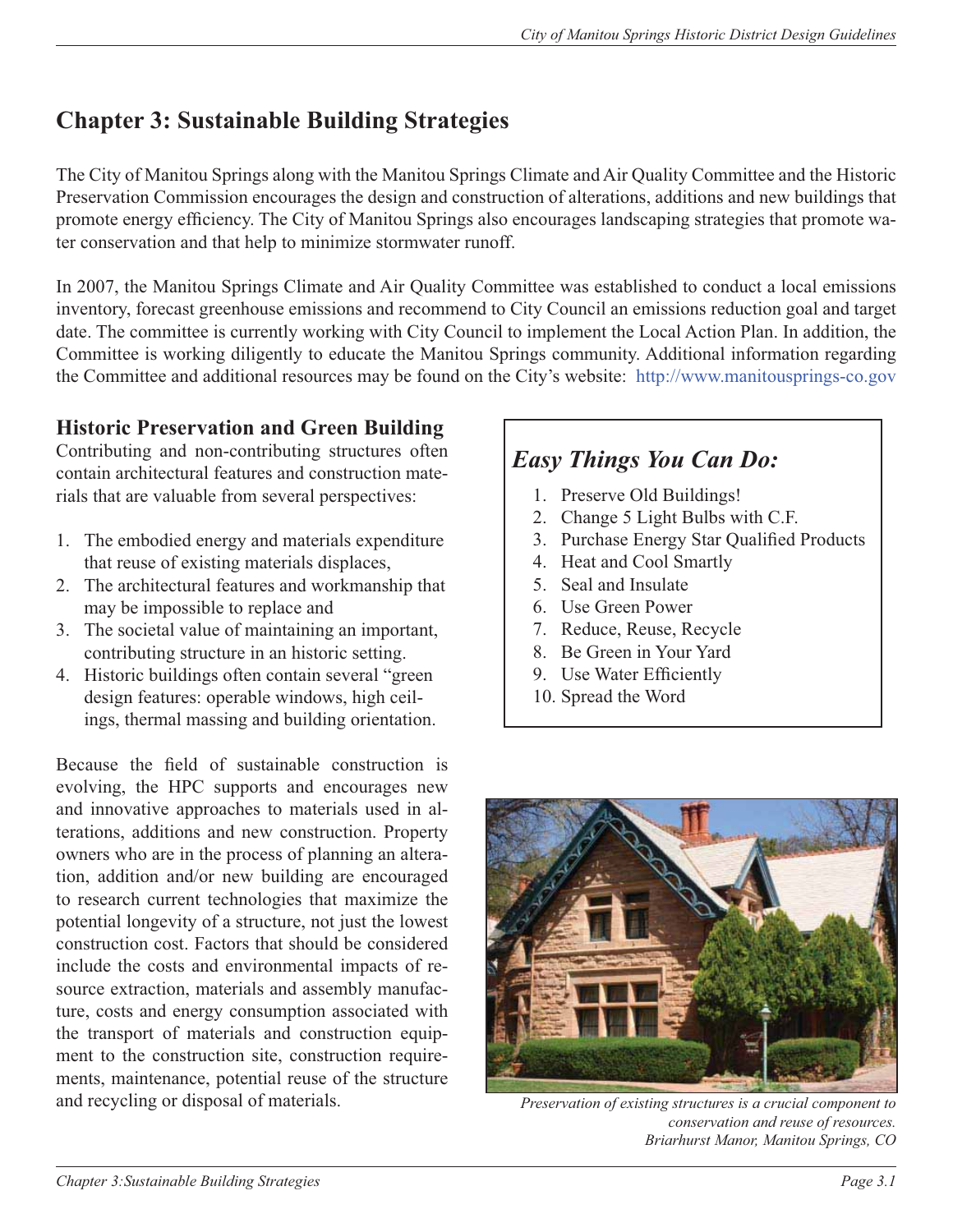# Chapter 3: Sustainable Building Strategies

The City of Manitou Springs along with the Manitou Springs Climate and Air Quality Committee and the Historic Preservation Commission encourages the design and construction of alterations, additions and new buildings that promote energy efficiency. The City of Manitou Springs also encourages landscaping strategies that promote water conservation and that help to minimize stormwater runoff.

In 2007, the Manitou Springs Climate and Air Quality Committee was established to conduct a local emissions inventory, forecast greenhouse emissions and recommend to City Council an emissions reduction goal and target date. The committee is currently working with City Council to implement the Local Action Plan. In addition, the Committee is working diligently to educate the Manitou Springs community. Additional information regarding the Committee and additional resources may be found on the City's website: http://www.manitousprings-co.gov

## Historic Preservation and Green Building

Contributing and non-contributing structures often contain architectural features and construction materials that are valuable from several perspectives:

1. The embodied energy and materials expenditure that reuse of existing materials displaces,
2. The architectural features and workmanship that may be impossible to replace and
3. The societal value of maintaining an important, contributing structure in an historic setting.
4. Historic buildings often contain several "green design features: operable windows, high ceilings, thermal massing and building orientation.

Because the field of sustainable construction is evolving, the HPC supports and encourages new and innovative approaches to materials used in alterations, additions and new construction. Property owners who are in the process of planning an alteration, addition and/or new building are encouraged to research current technologies that maximize the potential longevity of a structure, not just the lowest construction cost. Factors that should be considered include the costs and environmental impacts of resource extraction, materials and assembly manufacture, costs and energy consumption associated with the transport of materials and construction equipment to the construction site, construction requirements, maintenance, potential reuse of the structure and recycling or disposal of materials.

### *Easy Things You Can Do:*

1. Preserve Old Buildings!
2. Change 5 Light Bulbs with C.F.
3. Purchase Energy Star Qualified Products
4. Heat and Cool Smartly
5. Seal and Insulate
6. Use Green Power
7. Reduce, Reuse, Recycle
8. Be Green in Your Yard
9. Use Water Efficiently
10. Spread the Word

*Preservation of existing structures is a crucial component to conservation and reuse of resources. Briarhurst Manor, Manitou Springs, CO*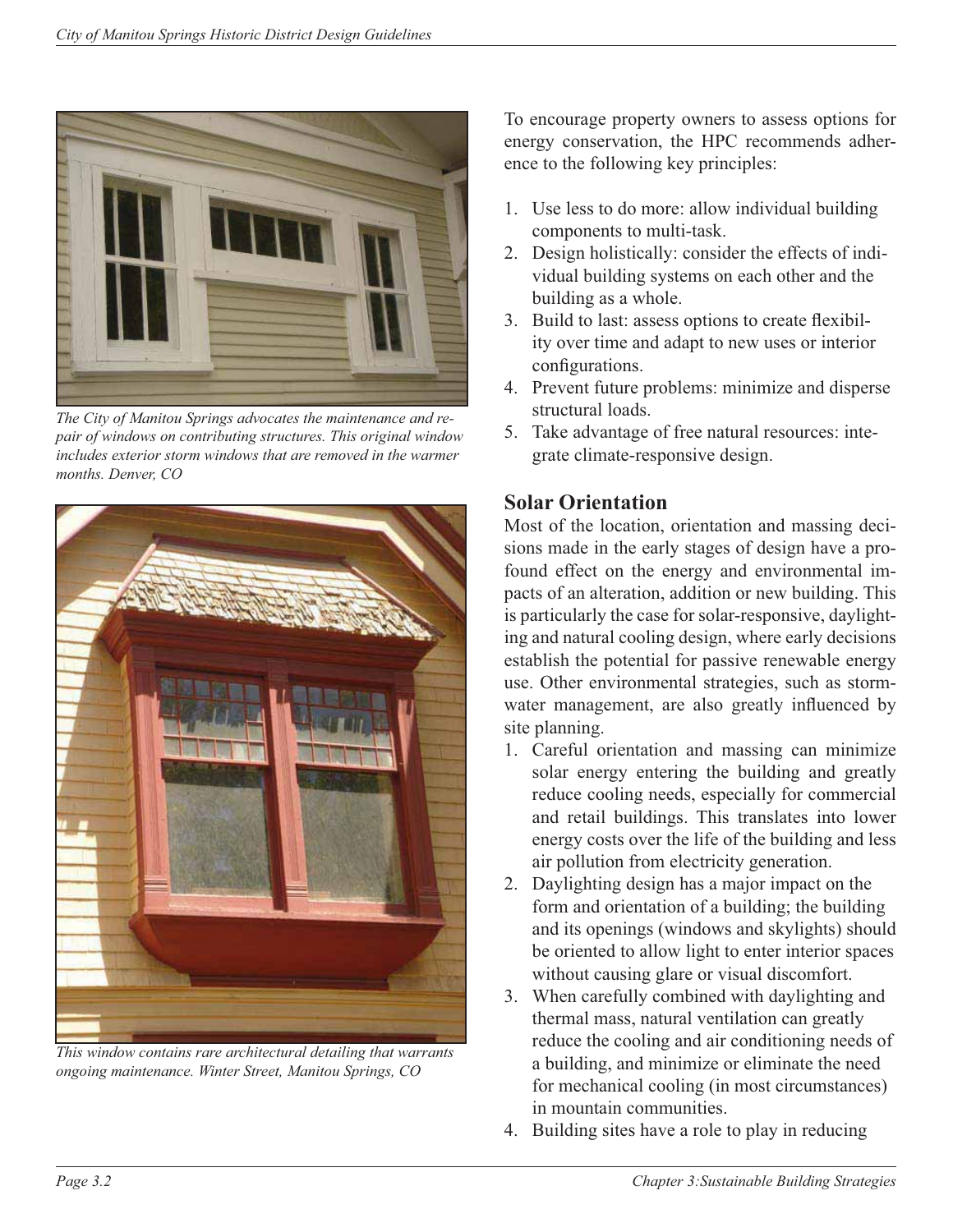*The City of Manitou Springs advocates the maintenance and repair of windows on contributing structures. This original window includes exterior storm windows that are removed in the warmer months. Denver, CO*

*This window contains rare architectural detailing that warrants ongoing maintenance. Winter Street, Manitou Springs, CO*

To encourage property owners to assess options for energy conservation, the HPC recommends adherence to the following key principles:

1. Use less to do more: allow individual building components to multi-task.
2. Design holistically: consider the effects of individual building systems on each other and the building as a whole.
3. Build to last: assess options to create flexibility over time and adapt to new uses or interior configurations.
4. Prevent future problems: minimize and disperse structural loads.
5. Take advantage of free natural resources: integrate climate-responsive design.

## Solar Orientation

Most of the location, orientation and massing decisions made in the early stages of design have a profound effect on the energy and environmental impacts of an alteration, addition or new building. This is particularly the case for solar-responsive, daylighting and natural cooling design, where early decisions establish the potential for passive renewable energy use. Other environmental strategies, such as stormwater management, are also greatly influenced by site planning.

1. Careful orientation and massing can minimize solar energy entering the building and greatly reduce cooling needs, especially for commercial and retail buildings. This translates into lower energy costs over the life of the building and less air pollution from electricity generation.
2. Daylighting design has a major impact on the form and orientation of a building; the building and its openings (windows and skylights) should be oriented to allow light to enter interior spaces without causing glare or visual discomfort.
3. When carefully combined with daylighting and thermal mass, natural ventilation can greatly reduce the cooling and air conditioning needs of a building, and minimize or eliminate the need for mechanical cooling (in most circumstances) in mountain communities.
4. Building sites have a role to play in reducing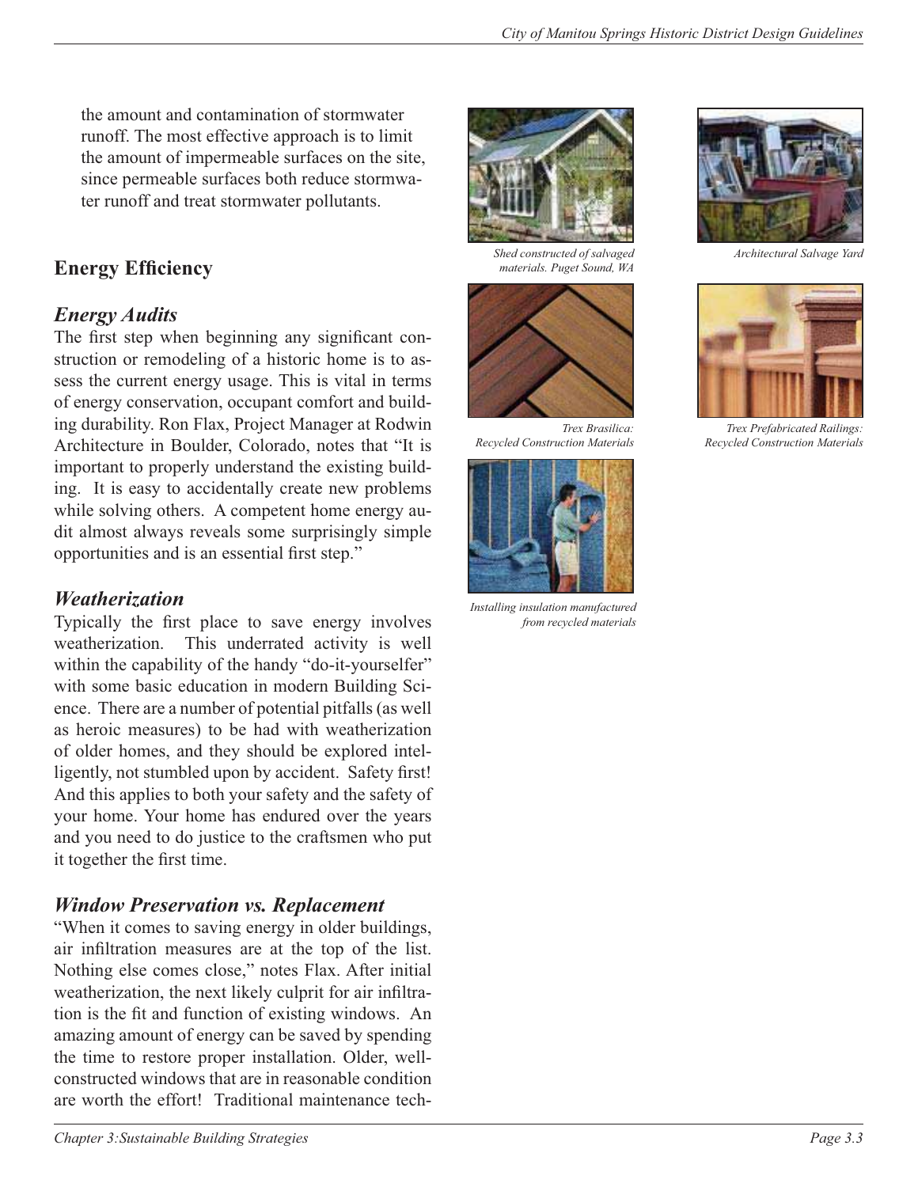the amount and contamination of stormwater runoff. The most effective approach is to limit the amount of impermeable surfaces on the site, since permeable surfaces both reduce stormwater runoff and treat stormwater pollutants.

## Energy Efficiency

### *Energy Audits*

The first step when beginning any significant construction or remodeling of a historic home is to assess the current energy usage. This is vital in terms of energy conservation, occupant comfort and building durability. Ron Flax, Project Manager at Rodwin Architecture in Boulder, Colorado, notes that "It is important to properly understand the existing building. It is easy to accidentally create new problems while solving others. A competent home energy audit almost always reveals some surprisingly simple opportunities and is an essential first step."

### *Weatherization*

Typically the first place to save energy involves weatherization. This underrated activity is well within the capability of the handy "do-it-yourselfer" with some basic education in modern Building Science. There are a number of potential pitfalls (as well as heroic measures) to be had with weatherization of older homes, and they should be explored intelligently, not stumbled upon by accident. Safety first! And this applies to both your safety and the safety of your home. Your home has endured over the years and you need to do justice to the craftsmen who put it together the first time.

### *Window Preservation vs. Replacement*

"When it comes to saving energy in older buildings, air infiltration measures are at the top of the list. Nothing else comes close," notes Flax. After initial weatherization, the next likely culprit for air infiltration is the fit and function of existing windows. An amazing amount of energy can be saved by spending the time to restore proper installation. Older, well-constructed windows that are in reasonable condition are worth the effort! Traditional maintenance tech-

*Shed constructed of salvaged materials. Puget Sound, WA*

*Architectural Salvage Yard*

*Trex Brasilica: Recycled Construction Materials*

*Trex Prefabricated Railings: Recycled Construction Materials*

*Installing insulation manufactured from recycled materials*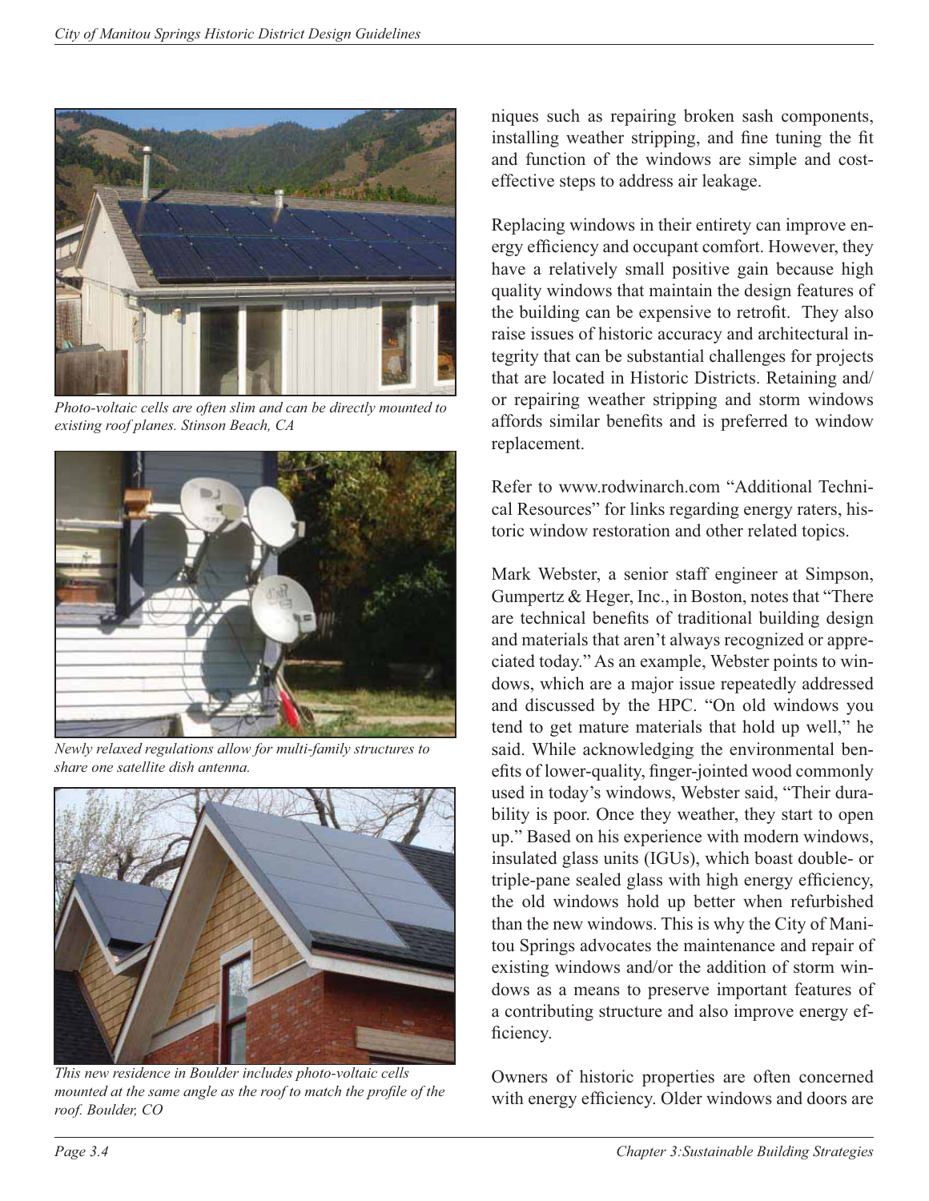*Photo-voltaic cells are often slim and can be directly mounted to existing roof planes. Stinson Beach, CA*

*Newly relaxed regulations allow for multi-family structures to share one satellite dish antenna.*

*This new residence in Boulder includes photo-voltaic cells mounted at the same angle as the roof to match the profile of the roof. Boulder, CO*

niques such as repairing broken sash components, installing weather stripping, and fine tuning the fit and function of the windows are simple and cost-effective steps to address air leakage.

Replacing windows in their entirety can improve energy efficiency and occupant comfort. However, they have a relatively small positive gain because high quality windows that maintain the design features of the building can be expensive to retrofit. They also raise issues of historic accuracy and architectural integrity that can be substantial challenges for projects that are located in Historic Districts. Retaining and/or repairing weather stripping and storm windows affords similar benefits and is preferred to window replacement.

Refer to www.rodwinarch.com "Additional Technical Resources" for links regarding energy raters, historic window restoration and other related topics.

Mark Webster, a senior staff engineer at Simpson, Gumpertz & Heger, Inc., in Boston, notes that "There are technical benefits of traditional building design and materials that aren't always recognized or appreciated today." As an example, Webster points to windows, which are a major issue repeatedly addressed and discussed by the HPC. "On old windows you tend to get mature materials that hold up well," he said. While acknowledging the environmental benefits of lower-quality, finger-jointed wood commonly used in today's windows, Webster said, "Their durability is poor. Once they weather, they start to open up." Based on his experience with modern windows, insulated glass units (IGUs), which boast double- or triple-pane sealed glass with high energy efficiency, the old windows hold up better when refurbished than the new windows. This is why the City of Manitou Springs advocates the maintenance and repair of existing windows and/or the addition of storm windows as a means to preserve important features of a contributing structure and also improve energy efficiency.

Owners of historic properties are often concerned with energy efficiency. Older windows and doors are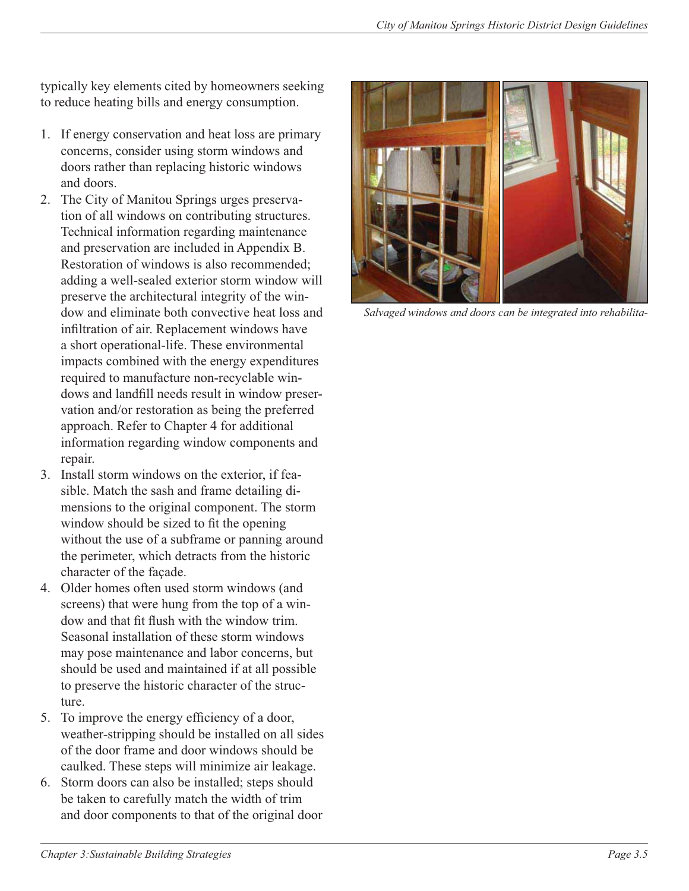typically key elements cited by homeowners seeking to reduce heating bills and energy consumption.

1. If energy conservation and heat loss are primary concerns, consider using storm windows and doors rather than replacing historic windows and doors.
2. The City of Manitou Springs urges preservation of all windows on contributing structures. Technical information regarding maintenance and preservation are included in Appendix B. Restoration of windows is also recommended; adding a well-sealed exterior storm window will preserve the architectural integrity of the window and eliminate both convective heat loss and infiltration of air. Replacement windows have a short operational-life. These environmental impacts combined with the energy expenditures required to manufacture non-recyclable windows and landfill needs result in window preservation and/or restoration as being the preferred approach. Refer to Chapter 4 for additional information regarding window components and repair.
3. Install storm windows on the exterior, if feasible. Match the sash and frame detailing dimensions to the original component. The storm window should be sized to fit the opening without the use of a subframe or panning around the perimeter, which detracts from the historic character of the façade.
4. Older homes often used storm windows (and screens) that were hung from the top of a window and that fit flush with the window trim. Seasonal installation of these storm windows may pose maintenance and labor concerns, but should be used and maintained if at all possible to preserve the historic character of the structure.
5. To improve the energy efficiency of a door, weather-stripping should be installed on all sides of the door frame and door windows should be caulked. These steps will minimize air leakage.
6. Storm doors can also be installed; steps should be taken to carefully match the width of trim and door components to that of the original door

*Salvaged windows and doors can be integrated into rehabilita-*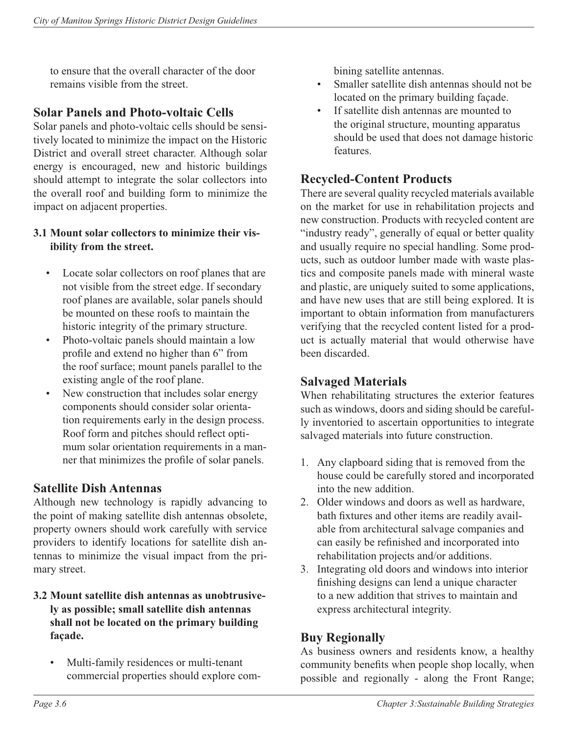to ensure that the overall character of the door remains visible from the street.

## Solar Panels and Photo-voltaic Cells

Solar panels and photo-voltaic cells should be sensitively located to minimize the impact on the Historic District and overall street character. Although solar energy is encouraged, new and historic buildings should attempt to integrate the solar collectors into the overall roof and building form to minimize the impact on adjacent properties.

**3.1 Mount solar collectors to minimize their visibility from the street.**

- Locate solar collectors on roof planes that are not visible from the street edge. If secondary roof planes are available, solar panels should be mounted on these roofs to maintain the historic integrity of the primary structure.
- Photo-voltaic panels should maintain a low profile and extend no higher than 6" from the roof surface; mount panels parallel to the existing angle of the roof plane.
- New construction that includes solar energy components should consider solar orientation requirements early in the design process. Roof form and pitches should reflect optimum solar orientation requirements in a manner that minimizes the profile of solar panels.

## Satellite Dish Antennas

Although new technology is rapidly advancing to the point of making satellite dish antennas obsolete, property owners should work carefully with service providers to identify locations for satellite dish antennas to minimize the visual impact from the primary street.

**3.2 Mount satellite dish antennas as unobtrusively as possible; small satellite dish antennas shall not be located on the primary building façade.**

- Multi-family residences or multi-tenant commercial properties should explore combining satellite antennas.
- Smaller satellite dish antennas should not be located on the primary building façade.
- If satellite dish antennas are mounted to the original structure, mounting apparatus should be used that does not damage historic features.

## Recycled-Content Products

There are several quality recycled materials available on the market for use in rehabilitation projects and new construction. Products with recycled content are "industry ready", generally of equal or better quality and usually require no special handling. Some products, such as outdoor lumber made with waste plastics and composite panels made with mineral waste and plastic, are uniquely suited to some applications, and have new uses that are still being explored. It is important to obtain information from manufacturers verifying that the recycled content listed for a product is actually material that would otherwise have been discarded.

## Salvaged Materials

When rehabilitating structures the exterior features such as windows, doors and siding should be carefully inventoried to ascertain opportunities to integrate salvaged materials into future construction.

1. Any clapboard siding that is removed from the house could be carefully stored and incorporated into the new addition.
2. Older windows and doors as well as hardware, bath fixtures and other items are readily available from architectural salvage companies and can easily be refinished and incorporated into rehabilitation projects and/or additions.
3. Integrating old doors and windows into interior finishing designs can lend a unique character to a new addition that strives to maintain and express architectural integrity.

## Buy Regionally

As business owners and residents know, a healthy community benefits when people shop locally, when possible and regionally - along the Front Range;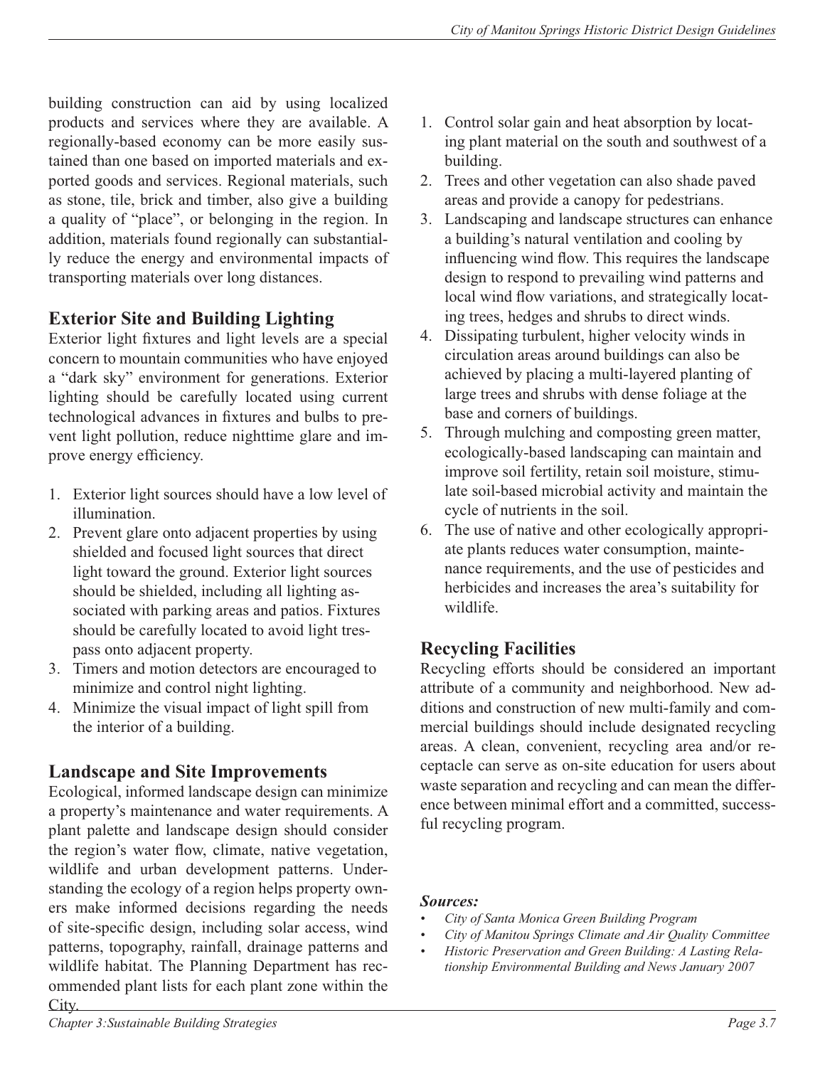building construction can aid by using localized products and services where they are available. A regionally-based economy can be more easily sustained than one based on imported materials and exported goods and services. Regional materials, such as stone, tile, brick and timber, also give a building a quality of "place", or belonging in the region. In addition, materials found regionally can substantially reduce the energy and environmental impacts of transporting materials over long distances.

## Exterior Site and Building Lighting

Exterior light fixtures and light levels are a special concern to mountain communities who have enjoyed a "dark sky" environment for generations. Exterior lighting should be carefully located using current technological advances in fixtures and bulbs to prevent light pollution, reduce nighttime glare and improve energy efficiency.

1. Exterior light sources should have a low level of illumination.
2. Prevent glare onto adjacent properties by using shielded and focused light sources that direct light toward the ground. Exterior light sources should be shielded, including all lighting associated with parking areas and patios. Fixtures should be carefully located to avoid light trespass onto adjacent property.
3. Timers and motion detectors are encouraged to minimize and control night lighting.
4. Minimize the visual impact of light spill from the interior of a building.

## Landscape and Site Improvements

Ecological, informed landscape design can minimize a property's maintenance and water requirements. A plant palette and landscape design should consider the region's water flow, climate, native vegetation, wildlife and urban development patterns. Understanding the ecology of a region helps property owners make informed decisions regarding the needs of site-specific design, including solar access, wind patterns, topography, rainfall, drainage patterns and wildlife habitat. The Planning Department has recommended plant lists for each plant zone within the City.

1. Control solar gain and heat absorption by locating plant material on the south and southwest of a building.
2. Trees and other vegetation can also shade paved areas and provide a canopy for pedestrians.
3. Landscaping and landscape structures can enhance a building's natural ventilation and cooling by influencing wind flow. This requires the landscape design to respond to prevailing wind patterns and local wind flow variations, and strategically locating trees, hedges and shrubs to direct winds.
4. Dissipating turbulent, higher velocity winds in circulation areas around buildings can also be achieved by placing a multi-layered planting of large trees and shrubs with dense foliage at the base and corners of buildings.
5. Through mulching and composting green matter, ecologically-based landscaping can maintain and improve soil fertility, retain soil moisture, stimulate soil-based microbial activity and maintain the cycle of nutrients in the soil.
6. The use of native and other ecologically appropriate plants reduces water consumption, maintenance requirements, and the use of pesticides and herbicides and increases the area's suitability for wildlife.

## Recycling Facilities

Recycling efforts should be considered an important attribute of a community and neighborhood. New additions and construction of new multi-family and commercial buildings should include designated recycling areas. A clean, convenient, recycling area and/or receptacle can serve as on-site education for users about waste separation and recycling and can mean the difference between minimal effort and a committed, successful recycling program.

***Sources:***

- *City of Santa Monica Green Building Program*
- *City of Manitou Springs Climate and Air Quality Committee*
- *Historic Preservation and Green Building: A Lasting Relationship Environmental Building and News January 2007*